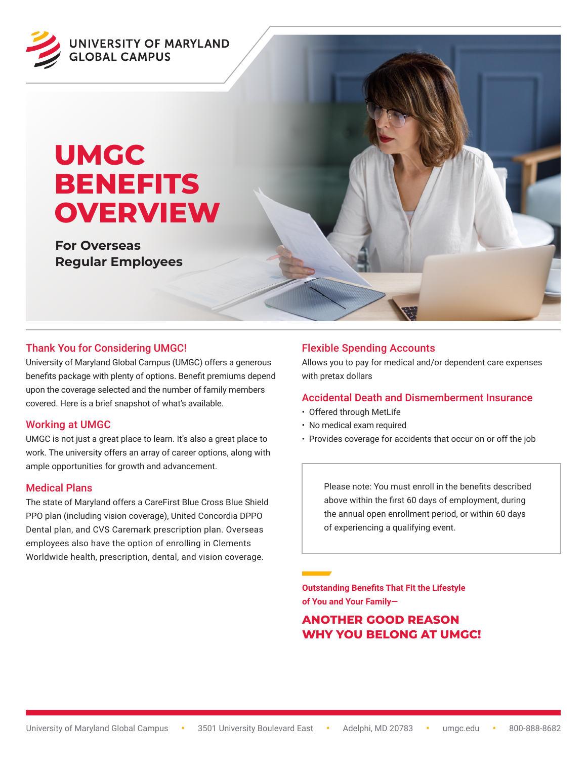UNIVERSITY OF MARYLAND GLOBAL CAMPUS

# UMGC BENEFITS OVERVIEW

**For Overseas Regular Employees**

## Thank You for Considering UMGC!

University of Maryland Global Campus (UMGC) offers a generous benefits package with plenty of options. Benefit premiums depend upon the coverage selected and the number of family members covered. Here is a brief snapshot of what's available.

## Working at UMGC

UMGC is not just a great place to learn. It's also a great place to work. The university offers an array of career options, along with ample opportunities for growth and advancement.

## Medical Plans

The state of Maryland offers a CareFirst Blue Cross Blue Shield PPO plan (including vision coverage), United Concordia DPPO Dental plan, and CVS Caremark prescription plan. Overseas employees also have the option of enrolling in Clements Worldwide health, prescription, dental, and vision coverage.

## Flexible Spending Accounts

Allows you to pay for medical and/or dependent care expenses with pretax dollars

## Accidental Death and Dismemberment Insurance

- Offered through MetLife
- No medical exam required
- Provides coverage for accidents that occur on or off the job

Please note: You must enroll in the benefits described above within the first 60 days of employment, during the annual open enrollment period, or within 60 days of experiencing a qualifying event.

**Outstanding Benefits That Fit the Lifestyle of You and Your Family—**

**ANOTHER GOOD REASON WHY YOU BELONG AT UMGC!**

University of Maryland Global Campus • 3501 University Boulevard East • Adelphi, MD 20783 • umgc.edu • 800-888-8682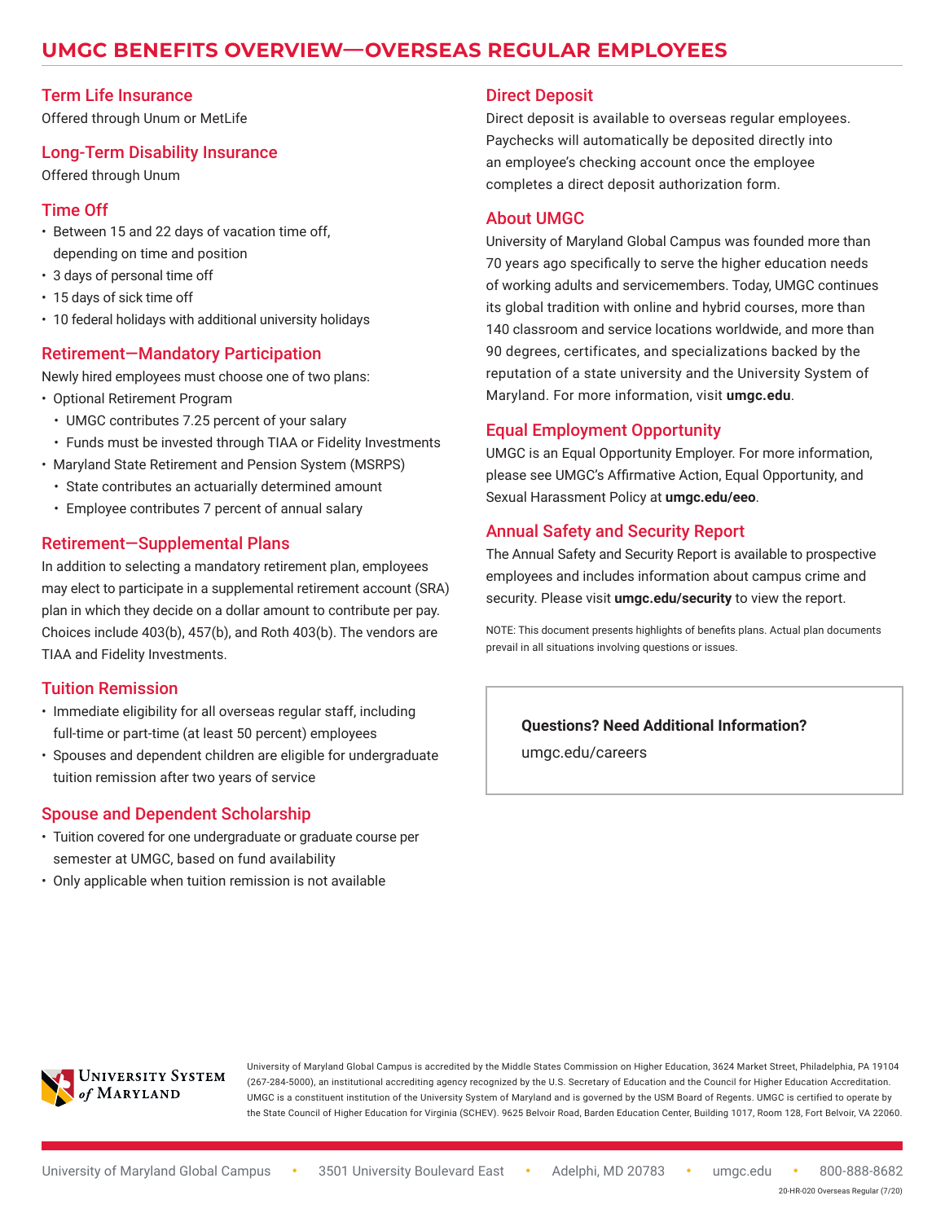# UMGC BENEFITS OVERVIEW—OVERSEAS REGULAR EMPLOYEES

## Term Life Insurance

Offered through Unum or MetLife

## Long-Term Disability Insurance

Offered through Unum

## Time Off

- Between 15 and 22 days of vacation time off, depending on time and position
- 3 days of personal time off
- 15 days of sick time off
- 10 federal holidays with additional university holidays

## Retirement—Mandatory Participation

Newly hired employees must choose one of two plans:

- Optional Retirement Program
  - UMGC contributes 7.25 percent of your salary
  - Funds must be invested through TIAA or Fidelity Investments
- Maryland State Retirement and Pension System (MSRPS)
  - State contributes an actuarially determined amount
  - Employee contributes 7 percent of annual salary

## Retirement—Supplemental Plans

In addition to selecting a mandatory retirement plan, employees may elect to participate in a supplemental retirement account (SRA) plan in which they decide on a dollar amount to contribute per pay. Choices include 403(b), 457(b), and Roth 403(b). The vendors are TIAA and Fidelity Investments.

## Tuition Remission

- Immediate eligibility for all overseas regular staff, including full-time or part-time (at least 50 percent) employees
- Spouses and dependent children are eligible for undergraduate tuition remission after two years of service

## Spouse and Dependent Scholarship

- Tuition covered for one undergraduate or graduate course per semester at UMGC, based on fund availability
- Only applicable when tuition remission is not available

## Direct Deposit

Direct deposit is available to overseas regular employees. Paychecks will automatically be deposited directly into an employee's checking account once the employee completes a direct deposit authorization form.

## About UMGC

University of Maryland Global Campus was founded more than 70 years ago specifically to serve the higher education needs of working adults and servicemembers. Today, UMGC continues its global tradition with online and hybrid courses, more than 140 classroom and service locations worldwide, and more than 90 degrees, certificates, and specializations backed by the reputation of a state university and the University System of Maryland. For more information, visit **umgc.edu**.

## Equal Employment Opportunity

UMGC is an Equal Opportunity Employer. For more information, please see UMGC's Affirmative Action, Equal Opportunity, and Sexual Harassment Policy at **umgc.edu/eeo**.

## Annual Safety and Security Report

The Annual Safety and Security Report is available to prospective employees and includes information about campus crime and security. Please visit **umgc.edu/security** to view the report.

NOTE: This document presents highlights of benefits plans. Actual plan documents prevail in all situations involving questions or issues.

**Questions? Need Additional Information?**

umgc.edu/careers

University System of Maryland

University of Maryland Global Campus is accredited by the Middle States Commission on Higher Education, 3624 Market Street, Philadelphia, PA 19104 (267-284-5000), an institutional accrediting agency recognized by the U.S. Secretary of Education and the Council for Higher Education Accreditation. UMGC is a constituent institution of the University System of Maryland and is governed by the USM Board of Regents. UMGC is certified to operate by the State Council of Higher Education for Virginia (SCHEV). 9625 Belvoir Road, Barden Education Center, Building 1017, Room 128, Fort Belvoir, VA 22060.

University of Maryland Global Campus • 3501 University Boulevard East • Adelphi, MD 20783 • umgc.edu • 800-888-8682

20-HR-020 Overseas Regular (7/20)